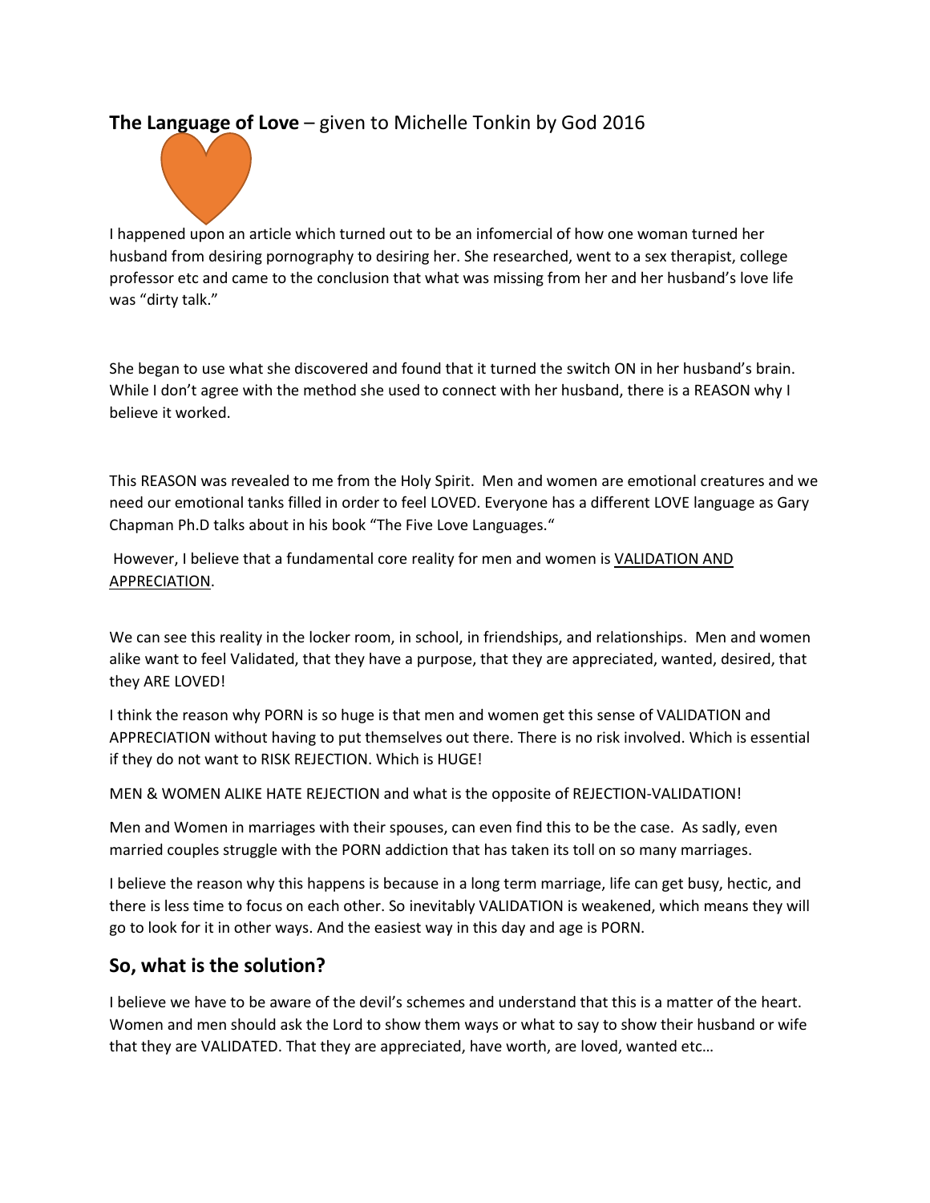**The Language of Love** – given to Michelle Tonkin by God 2016

I happened upon an article which turned out to be an infomercial of how one woman turned her husband from desiring pornography to desiring her. She researched, went to a sex therapist, college professor etc and came to the conclusion that what was missing from her and her husband's love life was "dirty talk."

She began to use what she discovered and found that it turned the switch ON in her husband's brain. While I don't agree with the method she used to connect with her husband, there is a REASON why I believe it worked.

This REASON was revealed to me from the Holy Spirit. Men and women are emotional creatures and we need our emotional tanks filled in order to feel LOVED. Everyone has a different LOVE language as Gary Chapman Ph.D talks about in his book "The Five Love Languages."

However, I believe that a fundamental core reality for men and women is <u>VALIDATION AND APPRECIATION</u>.

We can see this reality in the locker room, in school, in friendships, and relationships. Men and women alike want to feel Validated, that they have a purpose, that they are appreciated, wanted, desired, that they ARE LOVED!

I think the reason why PORN is so huge is that men and women get this sense of VALIDATION and APPRECIATION without having to put themselves out there. There is no risk involved. Which is essential if they do not want to RISK REJECTION. Which is HUGE!

MEN & WOMEN ALIKE HATE REJECTION and what is the opposite of REJECTION-VALIDATION!

Men and Women in marriages with their spouses, can even find this to be the case. As sadly, even married couples struggle with the PORN addiction that has taken its toll on so many marriages.

I believe the reason why this happens is because in a long term marriage, life can get busy, hectic, and there is less time to focus on each other. So inevitably VALIDATION is weakened, which means they will go to look for it in other ways. And the easiest way in this day and age is PORN.

## So, what is the solution?

I believe we have to be aware of the devil's schemes and understand that this is a matter of the heart. Women and men should ask the Lord to show them ways or what to say to show their husband or wife that they are VALIDATED. That they are appreciated, have worth, are loved, wanted etc…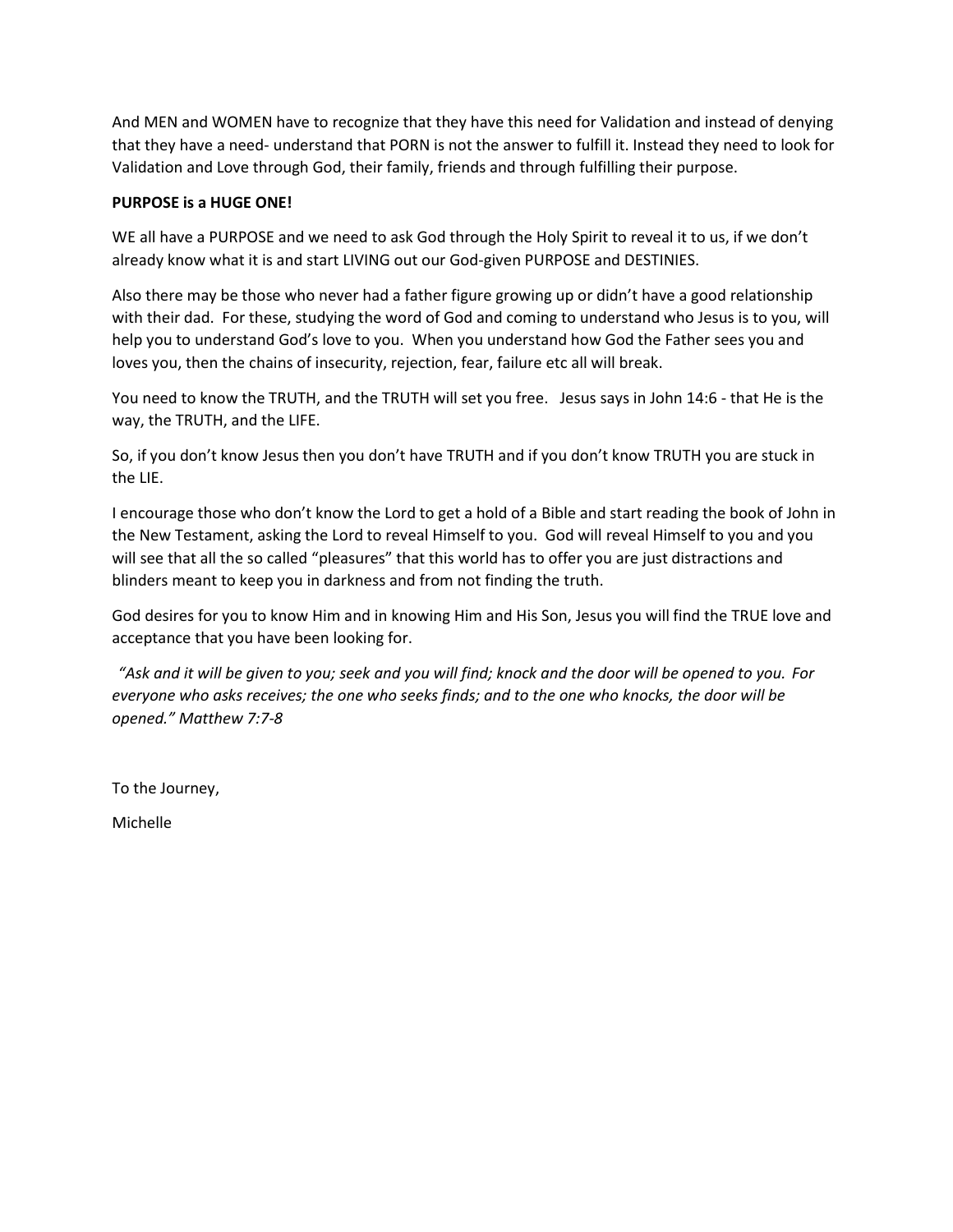And MEN and WOMEN have to recognize that they have this need for Validation and instead of denying that they have a need- understand that PORN is not the answer to fulfill it. Instead they need to look for Validation and Love through God, their family, friends and through fulfilling their purpose.

**PURPOSE is a HUGE ONE!**

WE all have a PURPOSE and we need to ask God through the Holy Spirit to reveal it to us, if we don't already know what it is and start LIVING out our God-given PURPOSE and DESTINIES.

Also there may be those who never had a father figure growing up or didn't have a good relationship with their dad. For these, studying the word of God and coming to understand who Jesus is to you, will help you to understand God's love to you. When you understand how God the Father sees you and loves you, then the chains of insecurity, rejection, fear, failure etc all will break.

You need to know the TRUTH, and the TRUTH will set you free. Jesus says in John 14:6 - that He is the way, the TRUTH, and the LIFE.

So, if you don't know Jesus then you don't have TRUTH and if you don't know TRUTH you are stuck in the LIE.

I encourage those who don't know the Lord to get a hold of a Bible and start reading the book of John in the New Testament, asking the Lord to reveal Himself to you. God will reveal Himself to you and you will see that all the so called "pleasures" that this world has to offer you are just distractions and blinders meant to keep you in darkness and from not finding the truth.

God desires for you to know Him and in knowing Him and His Son, Jesus you will find the TRUE love and acceptance that you have been looking for.

*"Ask and it will be given to you; seek and you will find; knock and the door will be opened to you. For everyone who asks receives; the one who seeks finds; and to the one who knocks, the door will be opened." Matthew 7:7-8*

To the Journey,

Michelle